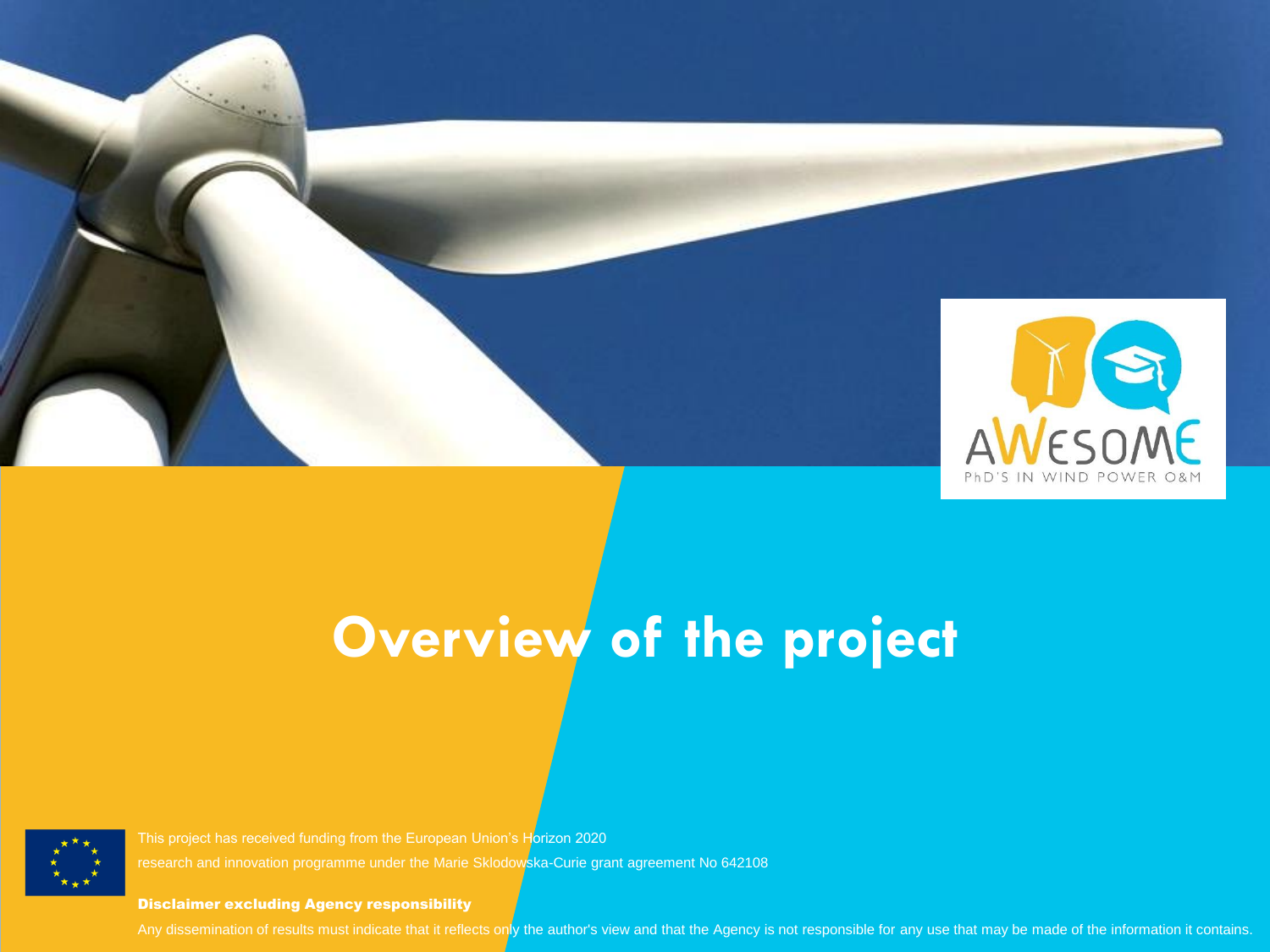AWESOME

PhD'S IN WIND POWER O&M

# Overview of the project

This project has received funding from the European Union's Horizon 2020 research and innovation programme under the Marie Sklodowska-Curie grant agreement No 642108

**Disclaimer excluding Agency responsibility**

Any dissemination of results must indicate that it reflects only the author's view and that the Agency is not responsible for any use that may be made of the information it contains.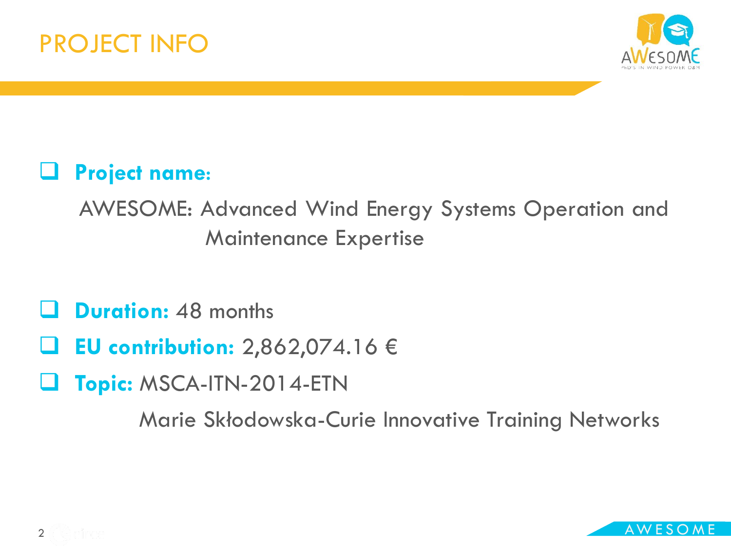# PROJECT INFO

- **Project name:**

  AWESOME: Advanced Wind Energy Systems Operation and Maintenance Expertise

- **Duration:** 48 months
- **EU contribution:** 2,862,074.16 €
- **Topic:** MSCA-ITN-2014-ETN

  Marie Skłodowska-Curie Innovative Training Networks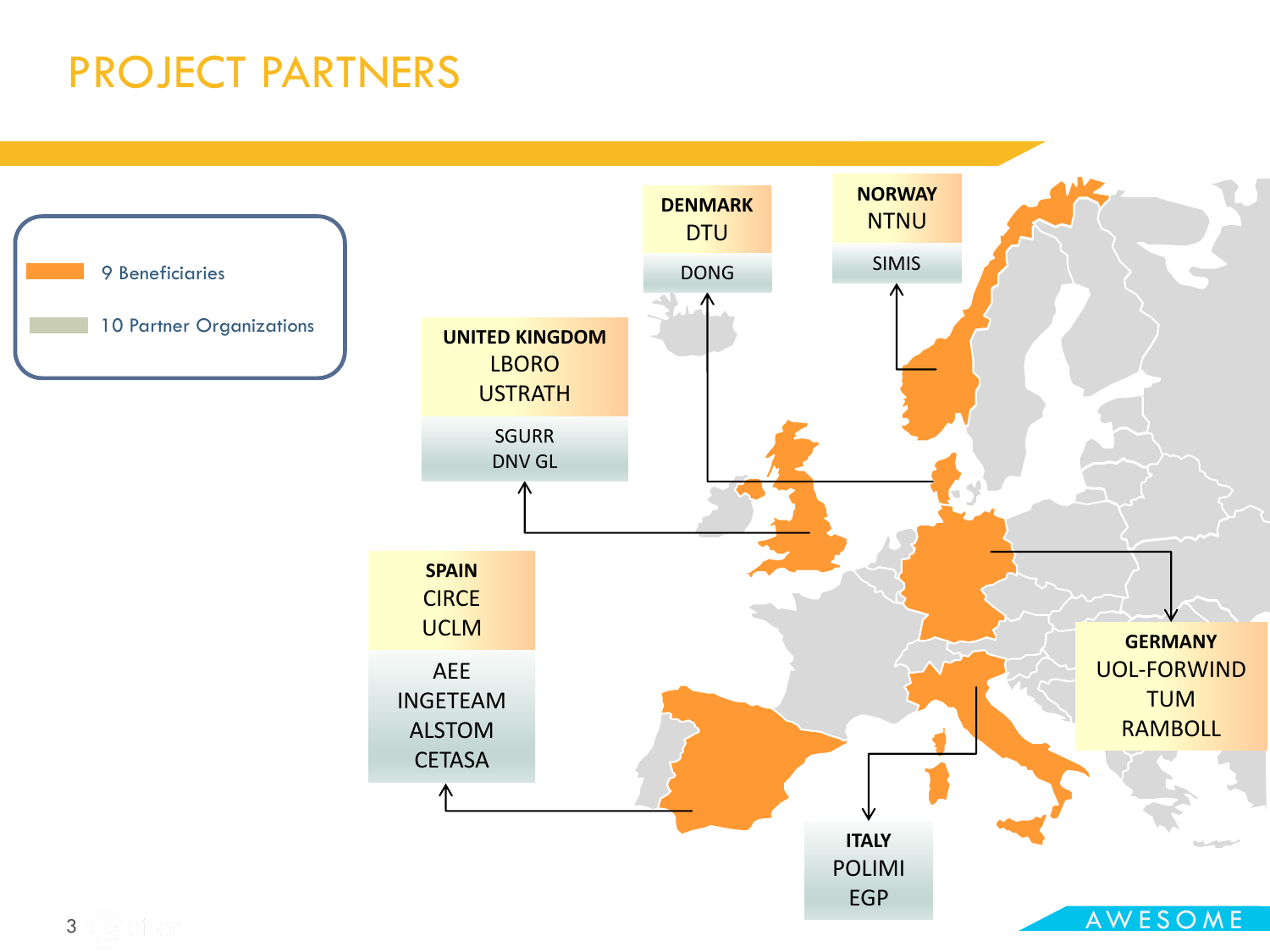# PROJECT PARTNERS

- 9 Beneficiaries
- 10 Partner Organizations

**DENMARK**
DTU
DONG

**NORWAY**
NTNU
SIMIS

**UNITED KINGDOM**
LBORO
USTRATH
SGURR
DNV GL

**SPAIN**
CIRCE
UCLM
AEE
INGETEAM
ALSTOM
CETASA

**GERMANY**
UOL-FORWIND
TUM
RAMBOLL

**ITALY**
POLIMI
EGP

AWESOME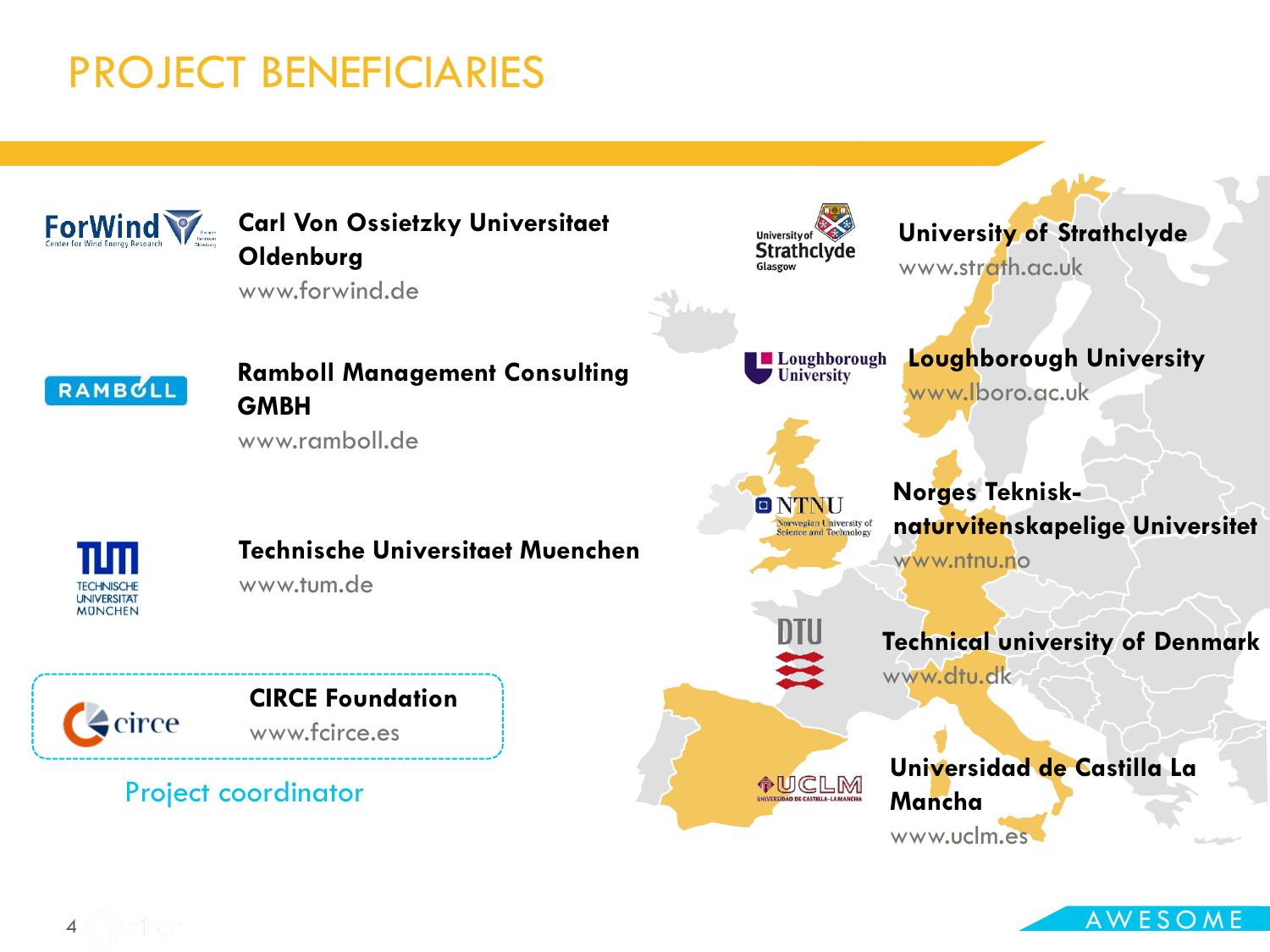# PROJECT BENEFICIARIES

**Carl Von Ossietzky Universitaet Oldenburg**
www.forwind.de

**Ramboll Management Consulting GMBH**
www.ramboll.de

**Technische Universitaet Muenchen**
www.tum.de

**CIRCE Foundation**
www.fcirce.es

Project coordinator

**University of Strathclyde**
www.strath.ac.uk

**Loughborough University**
www.lboro.ac.uk

**Norges Teknisk-naturvitenskapelige Universitet**
www.ntnu.no

**Technical university of Denmark**
www.dtu.dk

**Universidad de Castilla La Mancha**
www.uclm.es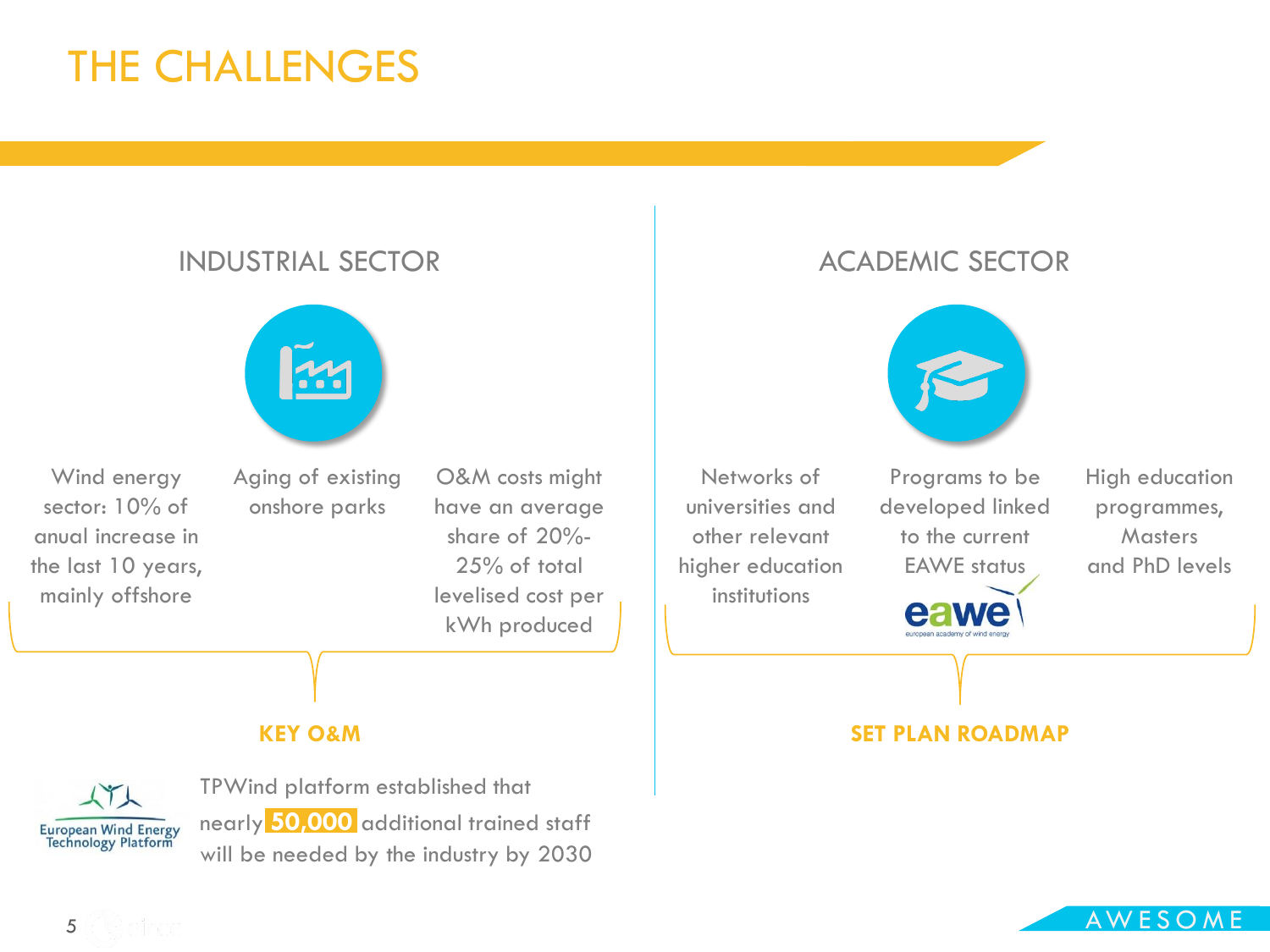# THE CHALLENGES

## INDUSTRIAL SECTOR

- Wind energy sector: 10% of anual increase in the last 10 years, mainly offshore
- Aging of existing onshore parks
- O&M costs might have an average share of 20%-25% of total levelised cost per kWh produced

**KEY O&M**

European Wind Energy Technology Platform

TPWind platform established that nearly **50,000** additional trained staff will be needed by the industry by 2030

## ACADEMIC SECTOR

- Networks of universities and other relevant higher education institutions
- Programs to be developed linked to the current EAWE status
- High education programmes, Masters and PhD levels

eawe – european academy of wind energy

**SET PLAN ROADMAP**

AWESOME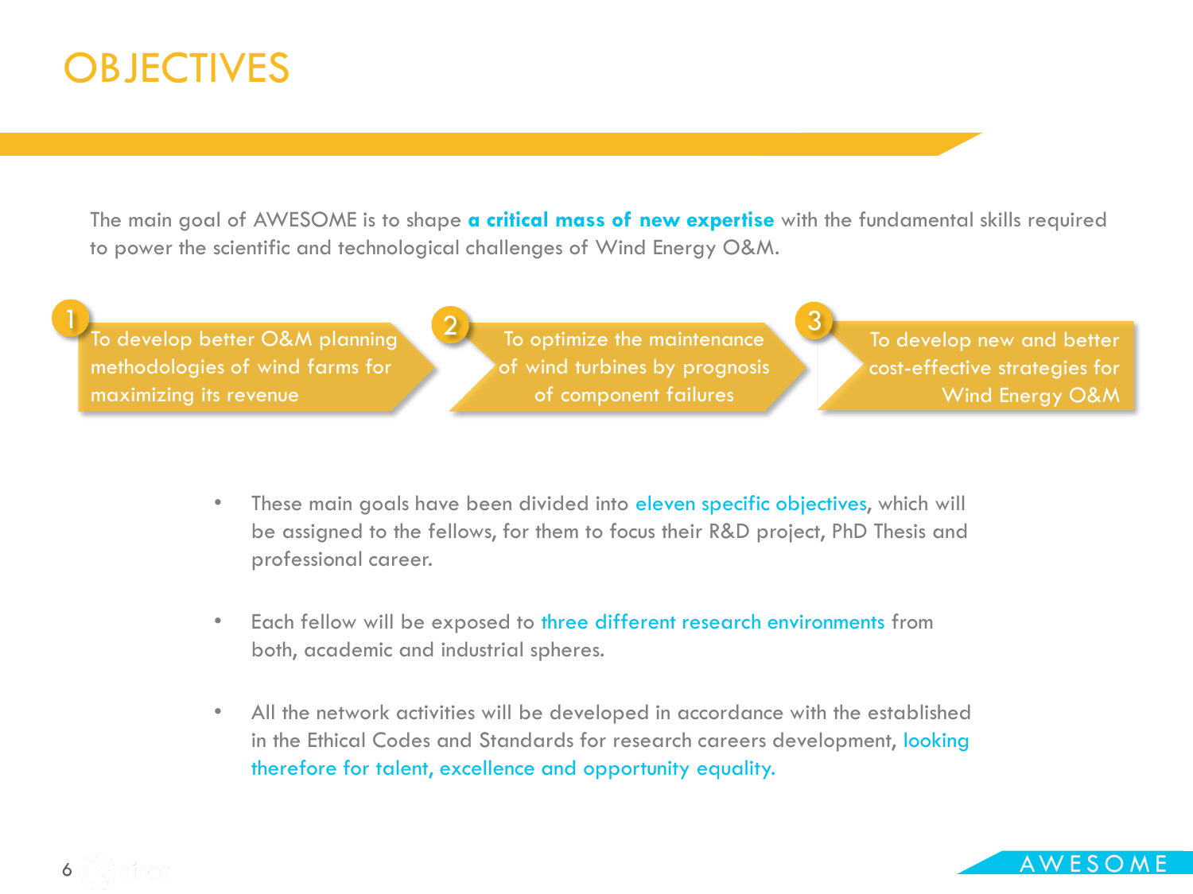# OBJECTIVES

The main goal of AWESOME is to shape **a critical mass of new expertise** with the fundamental skills required to power the scientific and technological challenges of Wind Energy O&M.

1. To develop better O&M planning methodologies of wind farms for maximizing its revenue
2. To optimize the maintenance of wind turbines by prognosis of component failures
3. To develop new and better cost-effective strategies for Wind Energy O&M

- These main goals have been divided into eleven specific objectives, which will be assigned to the fellows, for them to focus their R&D project, PhD Thesis and professional career.
- Each fellow will be exposed to three different research environments from both, academic and industrial spheres.
- All the network activities will be developed in accordance with the established in the Ethical Codes and Standards for research careers development, looking therefore for talent, excellence and opportunity equality.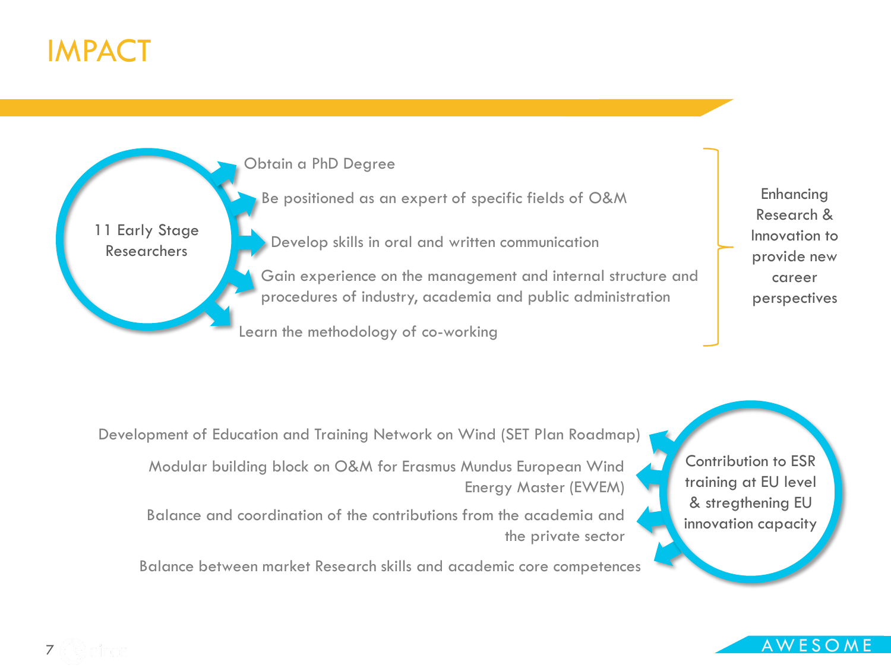# IMPACT

**11 Early Stage Researchers**

- Obtain a PhD Degree
- Be positioned as an expert of specific fields of O&M
- Develop skills in oral and written communication
- Gain experience on the management and internal structure and procedures of industry, academia and public administration
- Learn the methodology of co-working

Enhancing Research & Innovation to provide new career perspectives

**Contribution to ESR training at EU level & stregthening EU innovation capacity**

- Development of Education and Training Network on Wind (SET Plan Roadmap)
- Modular building block on O&M for Erasmus Mundus European Wind Energy Master (EWEM)
- Balance and coordination of the contributions from the academia and the private sector
- Balance between market Research skills and academic core competences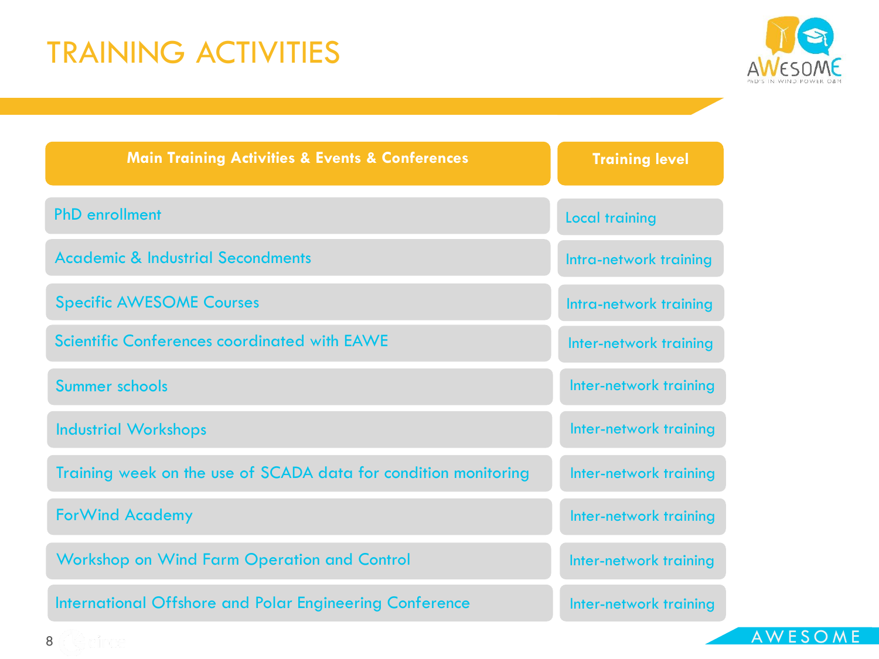# TRAINING ACTIVITIES

| Main Training Activities & Events & Conferences | Training level |
| --- | --- |
| PhD enrollment | Local training |
| Academic & Industrial Secondments | Intra-network training |
| Specific AWESOME Courses | Intra-network training |
| Scientific Conferences coordinated with EAWE | Inter-network training |
| Summer schools | Inter-network training |
| Industrial Workshops | Inter-network training |
| Training week on the use of SCADA data for condition monitoring | Inter-network training |
| ForWind Academy | Inter-network training |
| Workshop on Wind Farm Operation and Control | Inter-network training |
| International Offshore and Polar Engineering Conference | Inter-network training |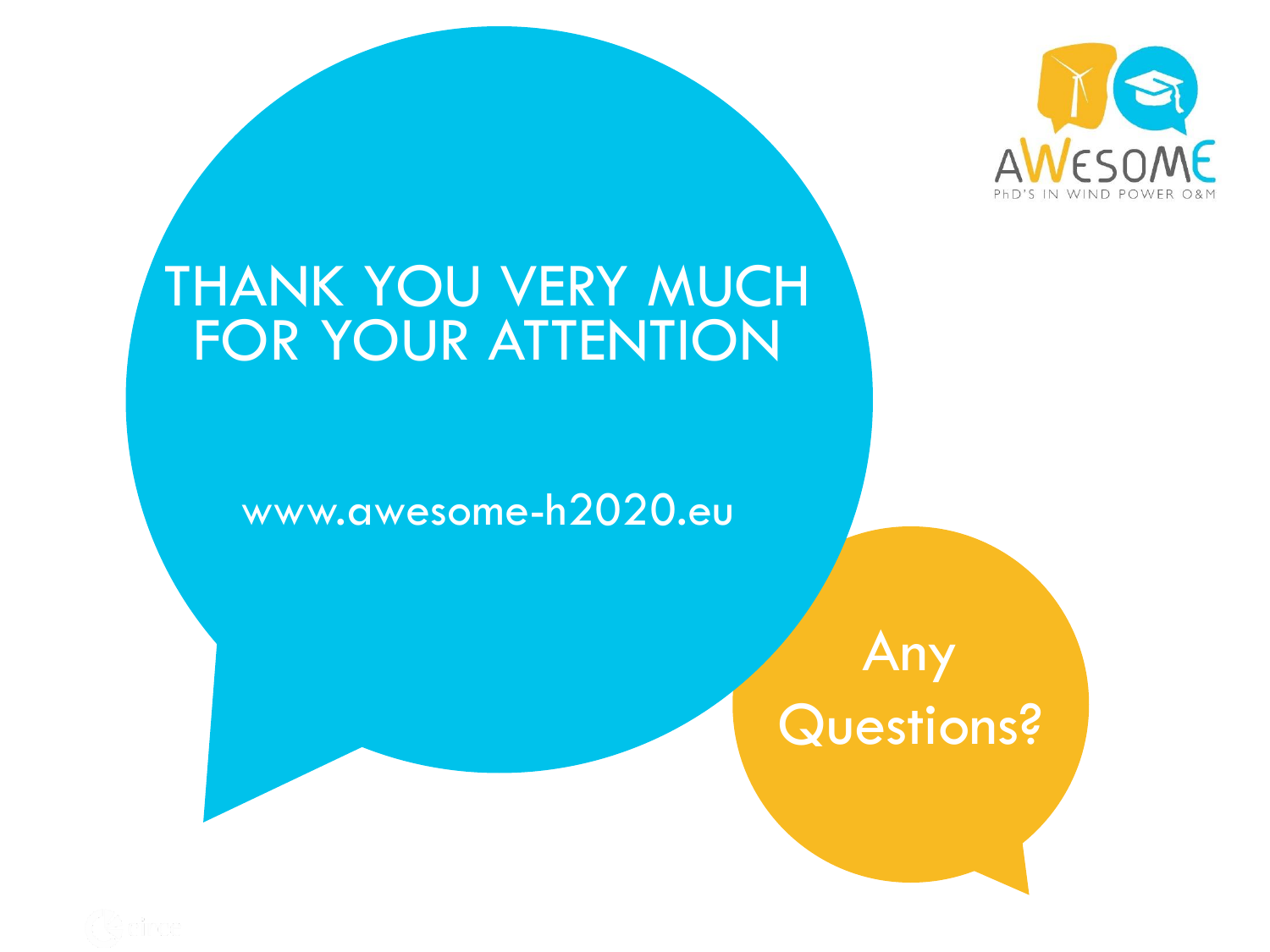# THANK YOU VERY MUCH FOR YOUR ATTENTION

www.awesome-h2020.eu

Any Questions?